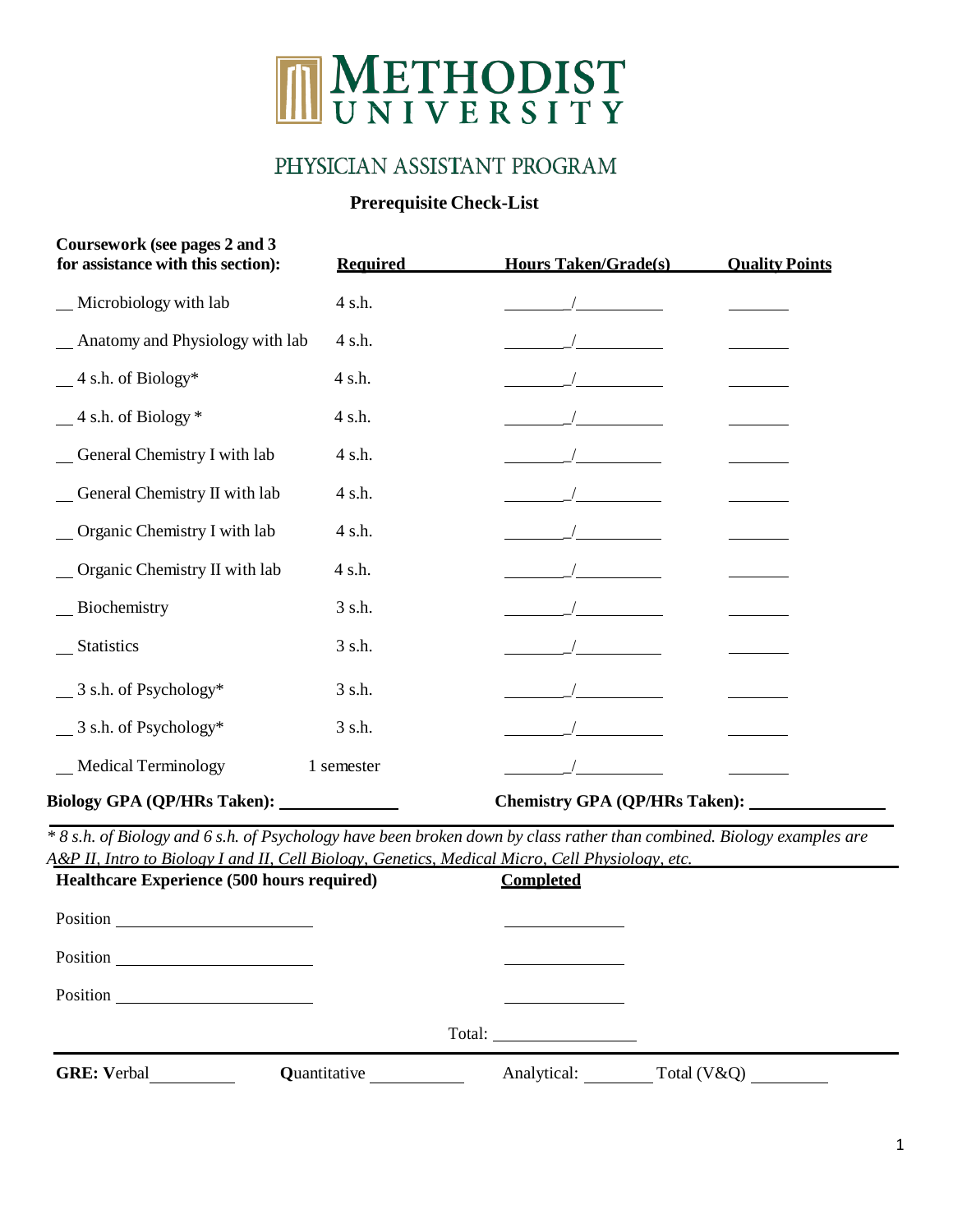# METHODIST UNIVERSITY

## PHYSICIAN ASSISTANT PROGRAM

### Prerequisite Check-List

| Coursework (see pages 2 and 3 for assistance with this section): | Required | Hours Taken/Grade(s) | Quality Points |
|---|---|---|---|
| __ Microbiology with lab | 4 s.h. | ______/______ | ______ |
| __ Anatomy and Physiology with lab | 4 s.h. | ______/______ | ______ |
| __ 4 s.h. of Biology* | 4 s.h. | ______/______ | ______ |
| __ 4 s.h. of Biology * | 4 s.h. | ______/______ | ______ |
| __ General Chemistry I with lab | 4 s.h. | ______/______ | ______ |
| __ General Chemistry II with lab | 4 s.h. | ______/______ | ______ |
| __ Organic Chemistry I with lab | 4 s.h. | ______/______ | ______ |
| __ Organic Chemistry II with lab | 4 s.h. | ______/______ | ______ |
| __ Biochemistry | 3 s.h. | ______/______ | ______ |
| __ Statistics | 3 s.h. | ______/______ | ______ |
| __ 3 s.h. of Psychology* | 3 s.h. | ______/______ | ______ |
| __ 3 s.h. of Psychology* | 3 s.h. | ______/______ | ______ |
| __ Medical Terminology | 1 semester | ______/______ | ______ |

**Biology GPA (QP/HRs Taken):** ____________ **Chemistry GPA (QP/HRs Taken):** ____________

*\* 8 s.h. of Biology and 6 s.h. of Psychology have been broken down by class rather than combined. Biology examples are A&P II, Intro to Biology I and II, Cell Biology, Genetics, Medical Micro, Cell Physiology, etc.*

| Healthcare Experience (500 hours required) | Completed |
|---|---|
| Position ____________________ | ____________ |
| Position ____________________ | ____________ |
| Position ____________________ | ____________ |
| | Total: ______________ |

**GRE: V**erbal ________ **Q**uantitative ________ Analytical: ________ Total (V&Q) ________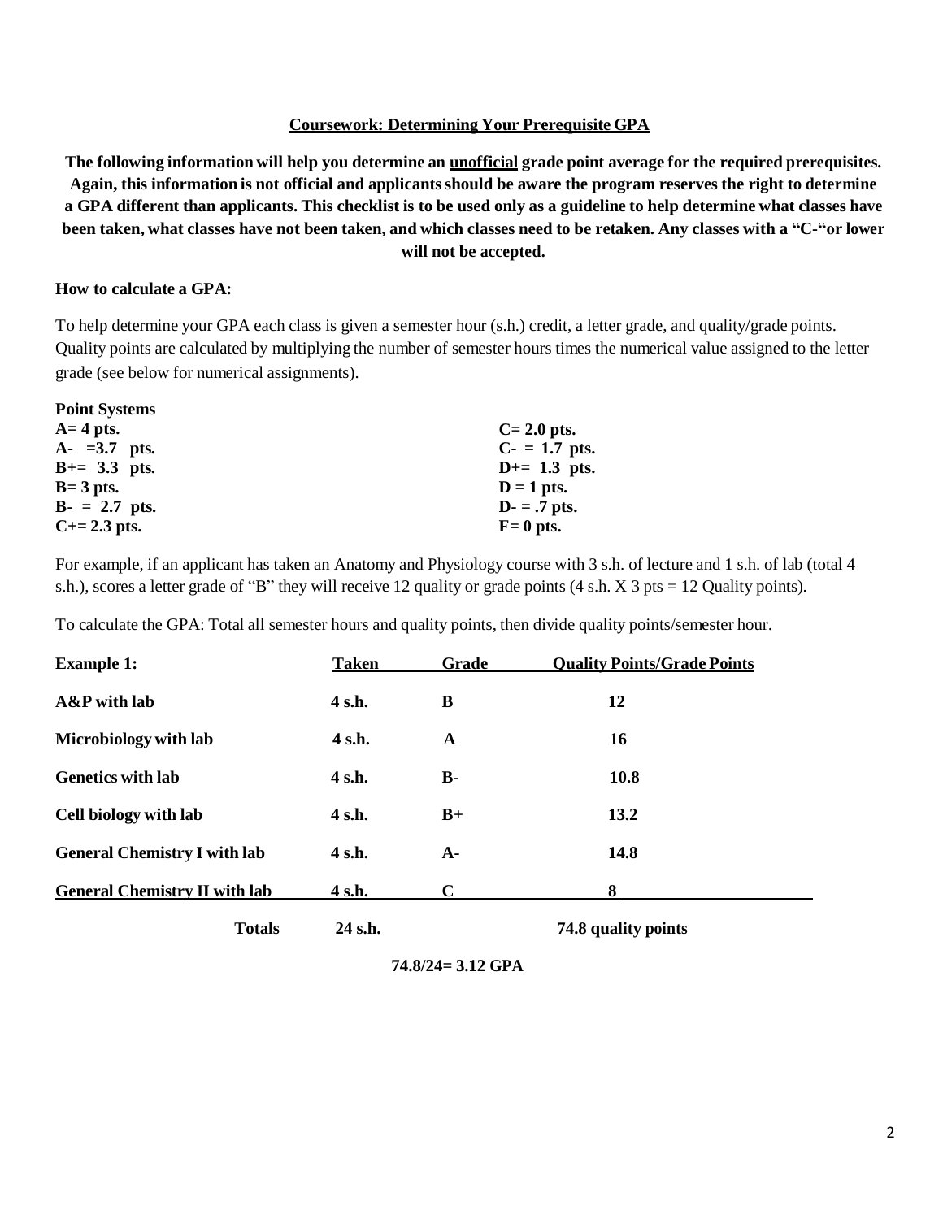## Coursework: Determining Your Prerequisite GPA

**The following information will help you determine an unofficial grade point average for the required prerequisites. Again, this information is not official and applicants should be aware the program reserves the right to determine a GPA different than applicants. This checklist is to be used only as a guideline to help determine what classes have been taken, what classes have not been taken, and which classes need to be retaken. Any classes with a "C-"or lower will not be accepted.**

**How to calculate a GPA:**

To help determine your GPA each class is given a semester hour (s.h.) credit, a letter grade, and quality/grade points. Quality points are calculated by multiplying the number of semester hours times the numerical value assigned to the letter grade (see below for numerical assignments).

**Point Systems**

| | |
|---|---|
| **A= 4 pts.** | **C= 2.0 pts.** |
| **A- =3.7 pts.** | **C- = 1.7 pts.** |
| **B+= 3.3 pts.** | **D+= 1.3 pts.** |
| **B= 3 pts.** | **D = 1 pts.** |
| **B- = 2.7 pts.** | **D- = .7 pts.** |
| **C+= 2.3 pts.** | **F= 0 pts.** |

For example, if an applicant has taken an Anatomy and Physiology course with 3 s.h. of lecture and 1 s.h. of lab (total 4 s.h.), scores a letter grade of "B" they will receive 12 quality or grade points (4 s.h. X 3 pts = 12 Quality points).

To calculate the GPA: Total all semester hours and quality points, then divide quality points/semester hour.

| **Example 1:** | **Taken** | **Grade** | **Quality Points/Grade Points** |
|---|---|---|---|
| **A&P with lab** | **4 s.h.** | **B** | **12** |
| **Microbiology with lab** | **4 s.h.** | **A** | **16** |
| **Genetics with lab** | **4 s.h.** | **B-** | **10.8** |
| **Cell biology with lab** | **4 s.h.** | **B+** | **13.2** |
| **General Chemistry I with lab** | **4 s.h.** | **A-** | **14.8** |
| **General Chemistry II with lab** | **4 s.h.** | **C** | **8** |
| **Totals** | **24 s.h.** | | **74.8 quality points** |

**74.8/24= 3.12 GPA**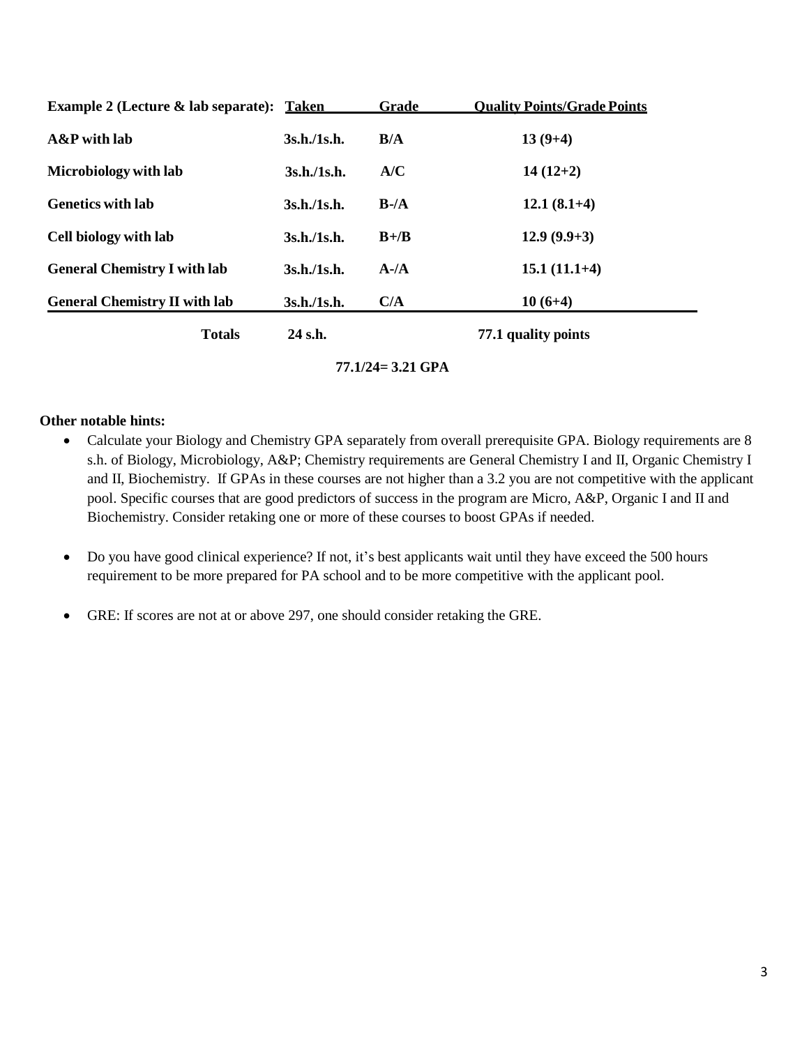| Example 2 (Lecture & lab separate): | Taken | Grade | Quality Points/Grade Points |
|---|---|---|---|
| A&P with lab | 3s.h./1s.h. | B/A | 13 (9+4) |
| Microbiology with lab | 3s.h./1s.h. | A/C | 14 (12+2) |
| Genetics with lab | 3s.h./1s.h. | B-/A | 12.1 (8.1+4) |
| Cell biology with lab | 3s.h./1s.h. | B+/B | 12.9 (9.9+3) |
| General Chemistry I with lab | 3s.h./1s.h. | A-/A | 15.1 (11.1+4) |
| General Chemistry II with lab | 3s.h./1s.h. | C/A | 10 (6+4) |
| **Totals** | **24 s.h.** | | **77.1 quality points** |

**77.1/24= 3.21 GPA**

**Other notable hints:**

- Calculate your Biology and Chemistry GPA separately from overall prerequisite GPA. Biology requirements are 8 s.h. of Biology, Microbiology, A&P; Chemistry requirements are General Chemistry I and II, Organic Chemistry I and II, Biochemistry. If GPAs in these courses are not higher than a 3.2 you are not competitive with the applicant pool. Specific courses that are good predictors of success in the program are Micro, A&P, Organic I and II and Biochemistry. Consider retaking one or more of these courses to boost GPAs if needed.

- Do you have good clinical experience? If not, it's best applicants wait until they have exceed the 500 hours requirement to be more prepared for PA school and to be more competitive with the applicant pool.

- GRE: If scores are not at or above 297, one should consider retaking the GRE.